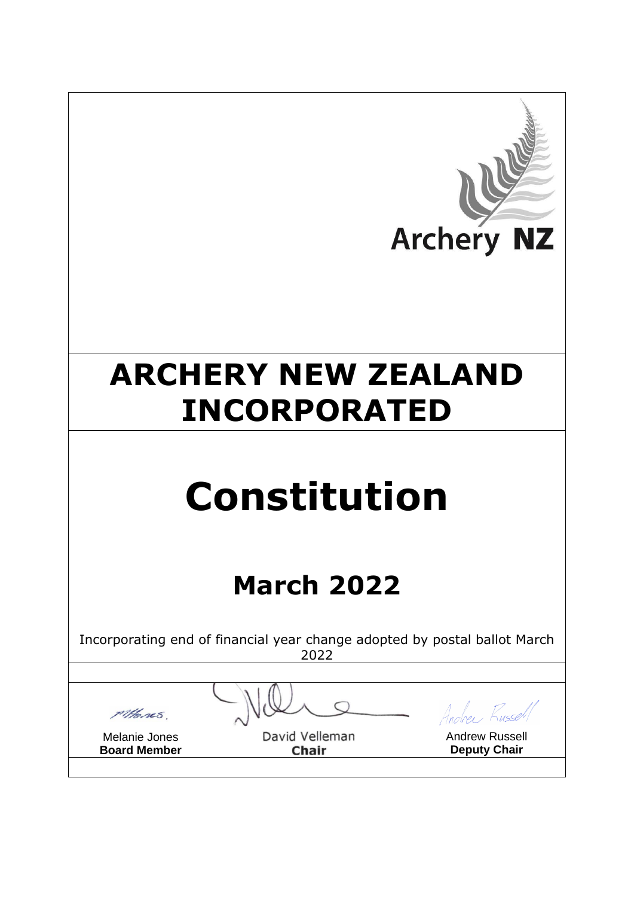Archery **NZ**

# ARCHERY NEW ZEALAND INCORPORATED

# Constitution

## March 2022

Incorporating end of financial year change adopted by postal ballot March 2022

| | | |
|---|---|---|
| Melanie Jones<br>**Board Member** | David Velleman<br>**Chair** | Andrew Russell<br>**Deputy Chair** |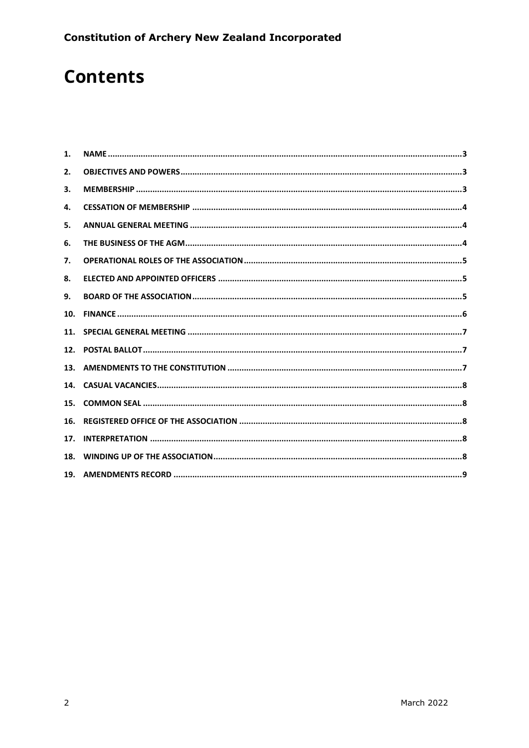# Contents

| | | |
|---|---|---|
| 1. | NAME | 3 |
| 2. | OBJECTIVES AND POWERS | 3 |
| 3. | MEMBERSHIP | 3 |
| 4. | CESSATION OF MEMBERSHIP | 4 |
| 5. | ANNUAL GENERAL MEETING | 4 |
| 6. | THE BUSINESS OF THE AGM | 4 |
| 7. | OPERATIONAL ROLES OF THE ASSOCIATION | 5 |
| 8. | ELECTED AND APPOINTED OFFICERS | 5 |
| 9. | BOARD OF THE ASSOCIATION | 5 |
| 10. | FINANCE | 6 |
| 11. | SPECIAL GENERAL MEETING | 7 |
| 12. | POSTAL BALLOT | 7 |
| 13. | AMENDMENTS TO THE CONSTITUTION | 7 |
| 14. | CASUAL VACANCIES | 8 |
| 15. | COMMON SEAL | 8 |
| 16. | REGISTERED OFFICE OF THE ASSOCIATION | 8 |
| 17. | INTERPRETATION | 8 |
| 18. | WINDING UP OF THE ASSOCIATION | 8 |
| 19. | AMENDMENTS RECORD | 9 |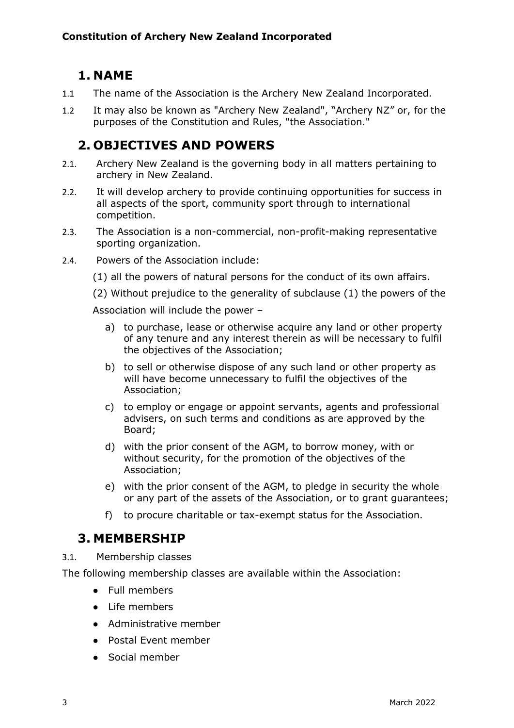## 1. NAME

1.1 The name of the Association is the Archery New Zealand Incorporated.

1.2 It may also be known as "Archery New Zealand", "Archery NZ" or, for the purposes of the Constitution and Rules, "the Association."

## 2. OBJECTIVES AND POWERS

2.1. Archery New Zealand is the governing body in all matters pertaining to archery in New Zealand.

2.2. It will develop archery to provide continuing opportunities for success in all aspects of the sport, community sport through to international competition.

2.3. The Association is a non-commercial, non-profit-making representative sporting organization.

2.4. Powers of the Association include:

(1) all the powers of natural persons for the conduct of its own affairs.

(2) Without prejudice to the generality of subclause (1) the powers of the Association will include the power –

a) to purchase, lease or otherwise acquire any land or other property of any tenure and any interest therein as will be necessary to fulfil the objectives of the Association;

b) to sell or otherwise dispose of any such land or other property as will have become unnecessary to fulfil the objectives of the Association;

c) to employ or engage or appoint servants, agents and professional advisers, on such terms and conditions as are approved by the Board;

d) with the prior consent of the AGM, to borrow money, with or without security, for the promotion of the objectives of the Association;

e) with the prior consent of the AGM, to pledge in security the whole or any part of the assets of the Association, or to grant guarantees;

f) to procure charitable or tax-exempt status for the Association.

## 3. MEMBERSHIP

3.1. Membership classes

The following membership classes are available within the Association:

- Full members
- Life members
- Administrative member
- Postal Event member
- Social member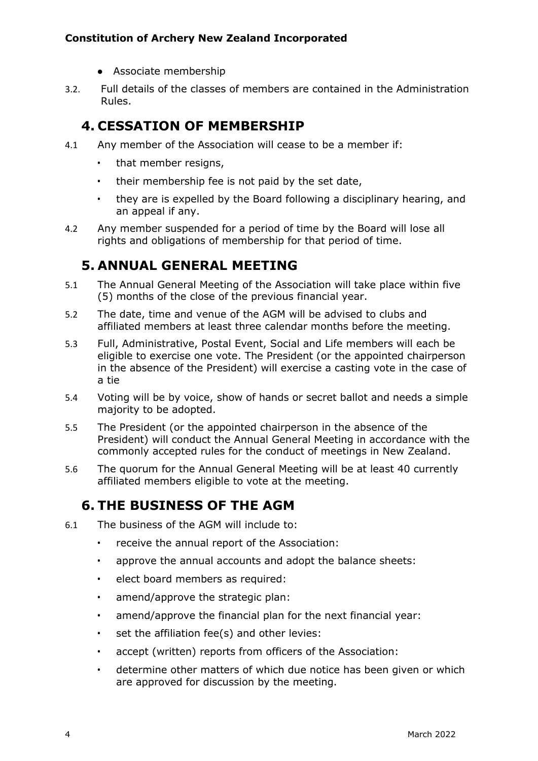- Associate membership

3.2. Full details of the classes of members are contained in the Administration Rules.

## 4. CESSATION OF MEMBERSHIP

4.1 Any member of the Association will cease to be a member if:

- that member resigns,
- their membership fee is not paid by the set date,
- they are is expelled by the Board following a disciplinary hearing, and an appeal if any.

4.2 Any member suspended for a period of time by the Board will lose all rights and obligations of membership for that period of time.

## 5. ANNUAL GENERAL MEETING

5.1 The Annual General Meeting of the Association will take place within five (5) months of the close of the previous financial year.

5.2 The date, time and venue of the AGM will be advised to clubs and affiliated members at least three calendar months before the meeting.

5.3 Full, Administrative, Postal Event, Social and Life members will each be eligible to exercise one vote. The President (or the appointed chairperson in the absence of the President) will exercise a casting vote in the case of a tie

5.4 Voting will be by voice, show of hands or secret ballot and needs a simple majority to be adopted.

5.5 The President (or the appointed chairperson in the absence of the President) will conduct the Annual General Meeting in accordance with the commonly accepted rules for the conduct of meetings in New Zealand.

5.6 The quorum for the Annual General Meeting will be at least 40 currently affiliated members eligible to vote at the meeting.

## 6. THE BUSINESS OF THE AGM

6.1 The business of the AGM will include to:

- receive the annual report of the Association:
- approve the annual accounts and adopt the balance sheets:
- elect board members as required:
- amend/approve the strategic plan:
- amend/approve the financial plan for the next financial year:
- set the affiliation fee(s) and other levies:
- accept (written) reports from officers of the Association:
- determine other matters of which due notice has been given or which are approved for discussion by the meeting.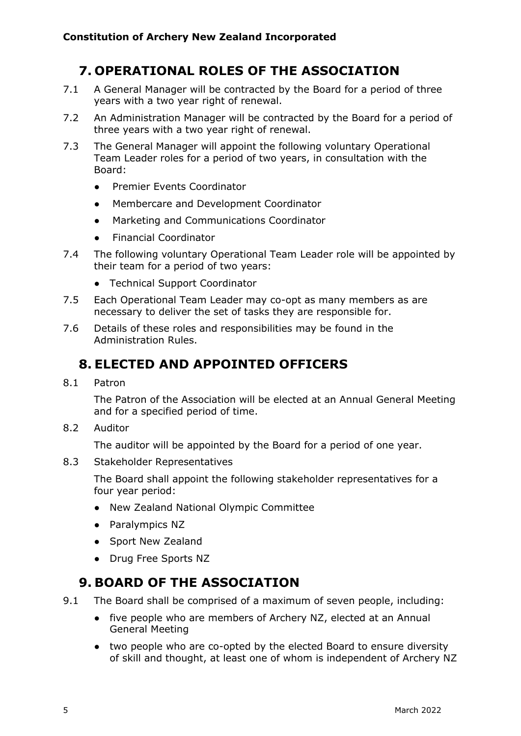## 7. OPERATIONAL ROLES OF THE ASSOCIATION

7.1 A General Manager will be contracted by the Board for a period of three years with a two year right of renewal.

7.2 An Administration Manager will be contracted by the Board for a period of three years with a two year right of renewal.

7.3 The General Manager will appoint the following voluntary Operational Team Leader roles for a period of two years, in consultation with the Board:

- Premier Events Coordinator
- Membercare and Development Coordinator
- Marketing and Communications Coordinator
- Financial Coordinator

7.4 The following voluntary Operational Team Leader role will be appointed by their team for a period of two years:

- Technical Support Coordinator

7.5 Each Operational Team Leader may co-opt as many members as are necessary to deliver the set of tasks they are responsible for.

7.6 Details of these roles and responsibilities may be found in the Administration Rules.

## 8. ELECTED AND APPOINTED OFFICERS

8.1 Patron

The Patron of the Association will be elected at an Annual General Meeting and for a specified period of time.

8.2 Auditor

The auditor will be appointed by the Board for a period of one year.

8.3 Stakeholder Representatives

The Board shall appoint the following stakeholder representatives for a four year period:

- New Zealand National Olympic Committee
- Paralympics NZ
- Sport New Zealand
- Drug Free Sports NZ

## 9. BOARD OF THE ASSOCIATION

9.1 The Board shall be comprised of a maximum of seven people, including:

- five people who are members of Archery NZ, elected at an Annual General Meeting
- two people who are co-opted by the elected Board to ensure diversity of skill and thought, at least one of whom is independent of Archery NZ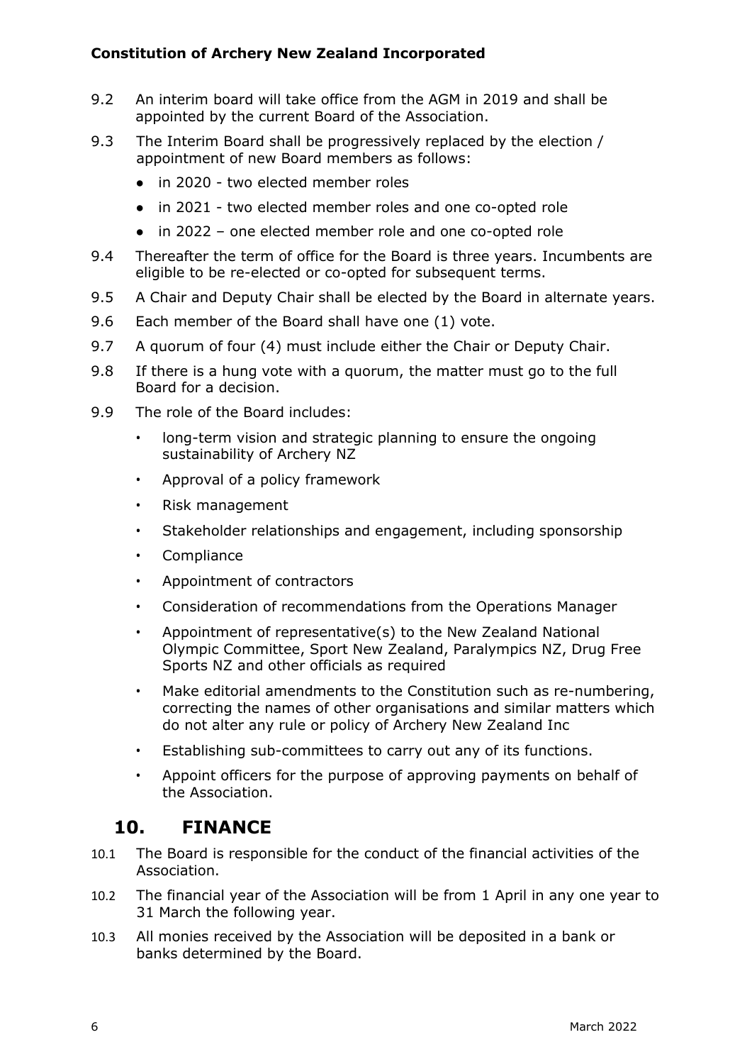9.2 An interim board will take office from the AGM in 2019 and shall be appointed by the current Board of the Association.

9.3 The Interim Board shall be progressively replaced by the election / appointment of new Board members as follows:

- in 2020 - two elected member roles
- in 2021 - two elected member roles and one co-opted role
- in 2022 – one elected member role and one co-opted role

9.4 Thereafter the term of office for the Board is three years. Incumbents are eligible to be re-elected or co-opted for subsequent terms.

9.5 A Chair and Deputy Chair shall be elected by the Board in alternate years.

9.6 Each member of the Board shall have one (1) vote.

9.7 A quorum of four (4) must include either the Chair or Deputy Chair.

9.8 If there is a hung vote with a quorum, the matter must go to the full Board for a decision.

9.9 The role of the Board includes:

- long-term vision and strategic planning to ensure the ongoing sustainability of Archery NZ
- Approval of a policy framework
- Risk management
- Stakeholder relationships and engagement, including sponsorship
- Compliance
- Appointment of contractors
- Consideration of recommendations from the Operations Manager
- Appointment of representative(s) to the New Zealand National Olympic Committee, Sport New Zealand, Paralympics NZ, Drug Free Sports NZ and other officials as required
- Make editorial amendments to the Constitution such as re-numbering, correcting the names of other organisations and similar matters which do not alter any rule or policy of Archery New Zealand Inc
- Establishing sub-committees to carry out any of its functions.
- Appoint officers for the purpose of approving payments on behalf of the Association.

## 10. FINANCE

10.1 The Board is responsible for the conduct of the financial activities of the Association.

10.2 The financial year of the Association will be from 1 April in any one year to 31 March the following year.

10.3 All monies received by the Association will be deposited in a bank or banks determined by the Board.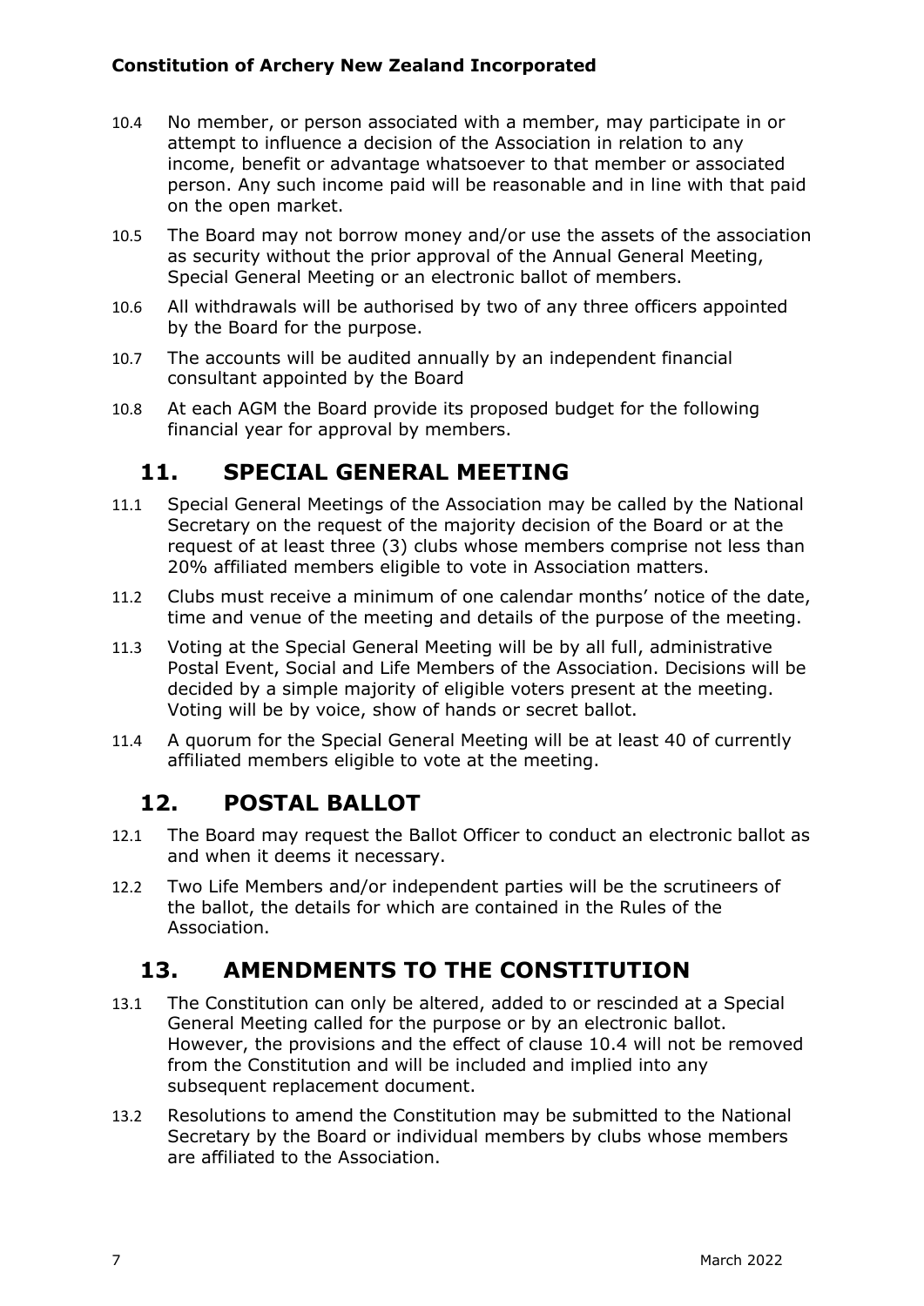10.4 No member, or person associated with a member, may participate in or attempt to influence a decision of the Association in relation to any income, benefit or advantage whatsoever to that member or associated person. Any such income paid will be reasonable and in line with that paid on the open market.

10.5 The Board may not borrow money and/or use the assets of the association as security without the prior approval of the Annual General Meeting, Special General Meeting or an electronic ballot of members.

10.6 All withdrawals will be authorised by two of any three officers appointed by the Board for the purpose.

10.7 The accounts will be audited annually by an independent financial consultant appointed by the Board

10.8 At each AGM the Board provide its proposed budget for the following financial year for approval by members.

## 11. SPECIAL GENERAL MEETING

11.1 Special General Meetings of the Association may be called by the National Secretary on the request of the majority decision of the Board or at the request of at least three (3) clubs whose members comprise not less than 20% affiliated members eligible to vote in Association matters.

11.2 Clubs must receive a minimum of one calendar months' notice of the date, time and venue of the meeting and details of the purpose of the meeting.

11.3 Voting at the Special General Meeting will be by all full, administrative Postal Event, Social and Life Members of the Association. Decisions will be decided by a simple majority of eligible voters present at the meeting. Voting will be by voice, show of hands or secret ballot.

11.4 A quorum for the Special General Meeting will be at least 40 of currently affiliated members eligible to vote at the meeting.

## 12. POSTAL BALLOT

12.1 The Board may request the Ballot Officer to conduct an electronic ballot as and when it deems it necessary.

12.2 Two Life Members and/or independent parties will be the scrutineers of the ballot, the details for which are contained in the Rules of the Association.

## 13. AMENDMENTS TO THE CONSTITUTION

13.1 The Constitution can only be altered, added to or rescinded at a Special General Meeting called for the purpose or by an electronic ballot. However, the provisions and the effect of clause 10.4 will not be removed from the Constitution and will be included and implied into any subsequent replacement document.

13.2 Resolutions to amend the Constitution may be submitted to the National Secretary by the Board or individual members by clubs whose members are affiliated to the Association.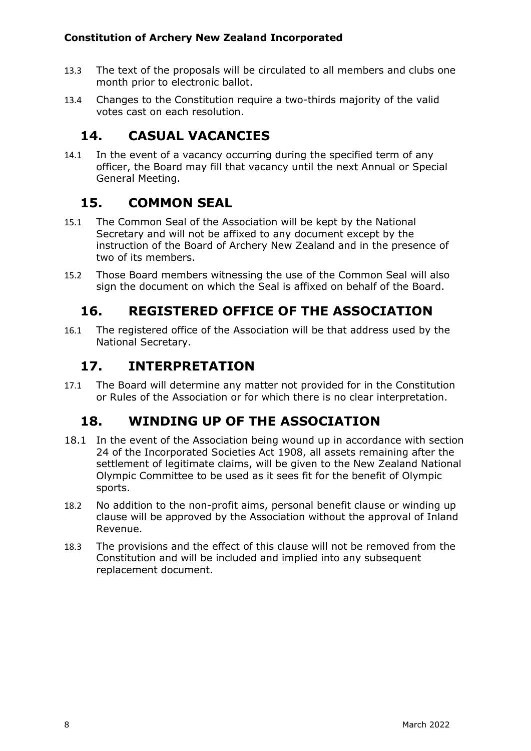13.3 The text of the proposals will be circulated to all members and clubs one month prior to electronic ballot.

13.4 Changes to the Constitution require a two-thirds majority of the valid votes cast on each resolution.

## 14. CASUAL VACANCIES

14.1 In the event of a vacancy occurring during the specified term of any officer, the Board may fill that vacancy until the next Annual or Special General Meeting.

## 15. COMMON SEAL

15.1 The Common Seal of the Association will be kept by the National Secretary and will not be affixed to any document except by the instruction of the Board of Archery New Zealand and in the presence of two of its members.

15.2 Those Board members witnessing the use of the Common Seal will also sign the document on which the Seal is affixed on behalf of the Board.

## 16. REGISTERED OFFICE OF THE ASSOCIATION

16.1 The registered office of the Association will be that address used by the National Secretary.

## 17. INTERPRETATION

17.1 The Board will determine any matter not provided for in the Constitution or Rules of the Association or for which there is no clear interpretation.

## 18. WINDING UP OF THE ASSOCIATION

18.1 In the event of the Association being wound up in accordance with section 24 of the Incorporated Societies Act 1908, all assets remaining after the settlement of legitimate claims, will be given to the New Zealand National Olympic Committee to be used as it sees fit for the benefit of Olympic sports.

18.2 No addition to the non-profit aims, personal benefit clause or winding up clause will be approved by the Association without the approval of Inland Revenue.

18.3 The provisions and the effect of this clause will not be removed from the Constitution and will be included and implied into any subsequent replacement document.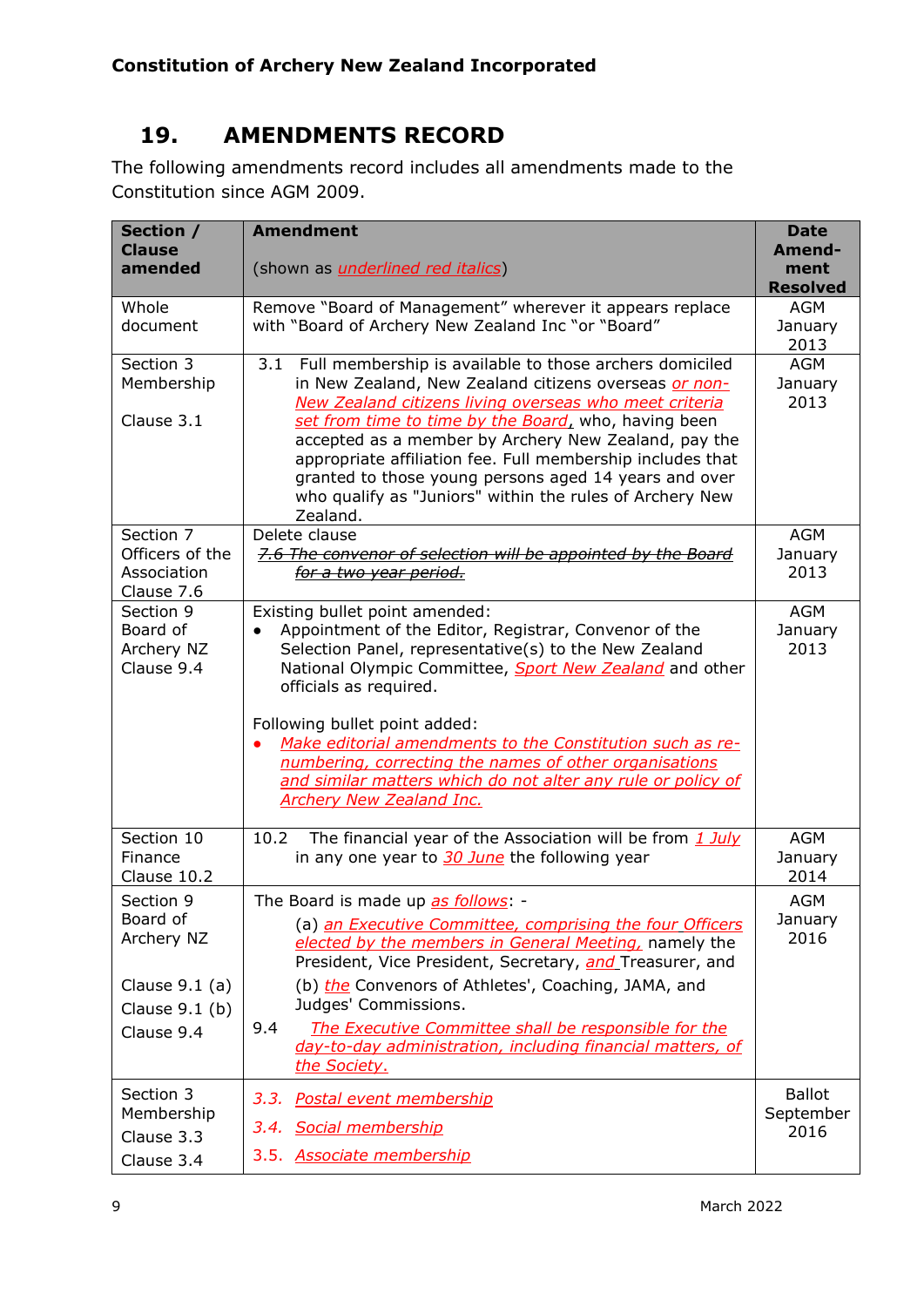## 19. AMENDMENTS RECORD

The following amendments record includes all amendments made to the Constitution since AGM 2009.

| Section / Clause amended | Amendment<br><br>(shown as *underlined red italics*) | Date Amend-ment Resolved |
|---|---|---|
| Whole document | Remove "Board of Management" wherever it appears replace with "Board of Archery New Zealand Inc "or "Board" | AGM January 2013 |
| Section 3 Membership<br><br>Clause 3.1 | 3.1 Full membership is available to those archers domiciled in New Zealand, New Zealand citizens overseas *or non-New Zealand citizens living overseas who meet criteria set from time to time by the Board,* who, having been accepted as a member by Archery New Zealand, pay the appropriate affiliation fee. Full membership includes that granted to those young persons aged 14 years and over who qualify as "Juniors" within the rules of Archery New Zealand. | AGM January 2013 |
| Section 7 Officers of the Association Clause 7.6 | Delete clause<br>~~7.6 The convenor of selection will be appointed by the Board for a two year period.~~ | AGM January 2013 |
| Section 9 Board of Archery NZ Clause 9.4 | Existing bullet point amended:<br>• Appointment of the Editor, Registrar, Convenor of the Selection Panel, representative(s) to the New Zealand National Olympic Committee, *Sport New Zealand* and other officials as required.<br><br>Following bullet point added:<br>• *Make editorial amendments to the Constitution such as re-numbering, correcting the names of other organisations and similar matters which do not alter any rule or policy of Archery New Zealand Inc.* | AGM January 2013 |
| Section 10 Finance Clause 10.2 | 10.2 The financial year of the Association will be from *1 July* in any one year to *30 June* the following year | AGM January 2014 |
| Section 9 Board of Archery NZ<br><br>Clause 9.1 (a)<br>Clause 9.1 (b)<br>Clause 9.4 | The Board is made up *as follows*: -<br>(a) *an Executive Committee, comprising the four Officers elected by the members in General Meeting,* namely the President, Vice President, Secretary, *and* Treasurer, and<br>(b) *the* Convenors of Athletes', Coaching, JAMA, and Judges' Commissions.<br>9.4 *The Executive Committee shall be responsible for the day-to-day administration, including financial matters, of the Society.* | AGM January 2016 |
| Section 3 Membership<br>Clause 3.3<br>Clause 3.4 | *3.3. Postal event membership*<br>*3.4. Social membership*<br>*3.5. Associate membership* | Ballot September 2016 |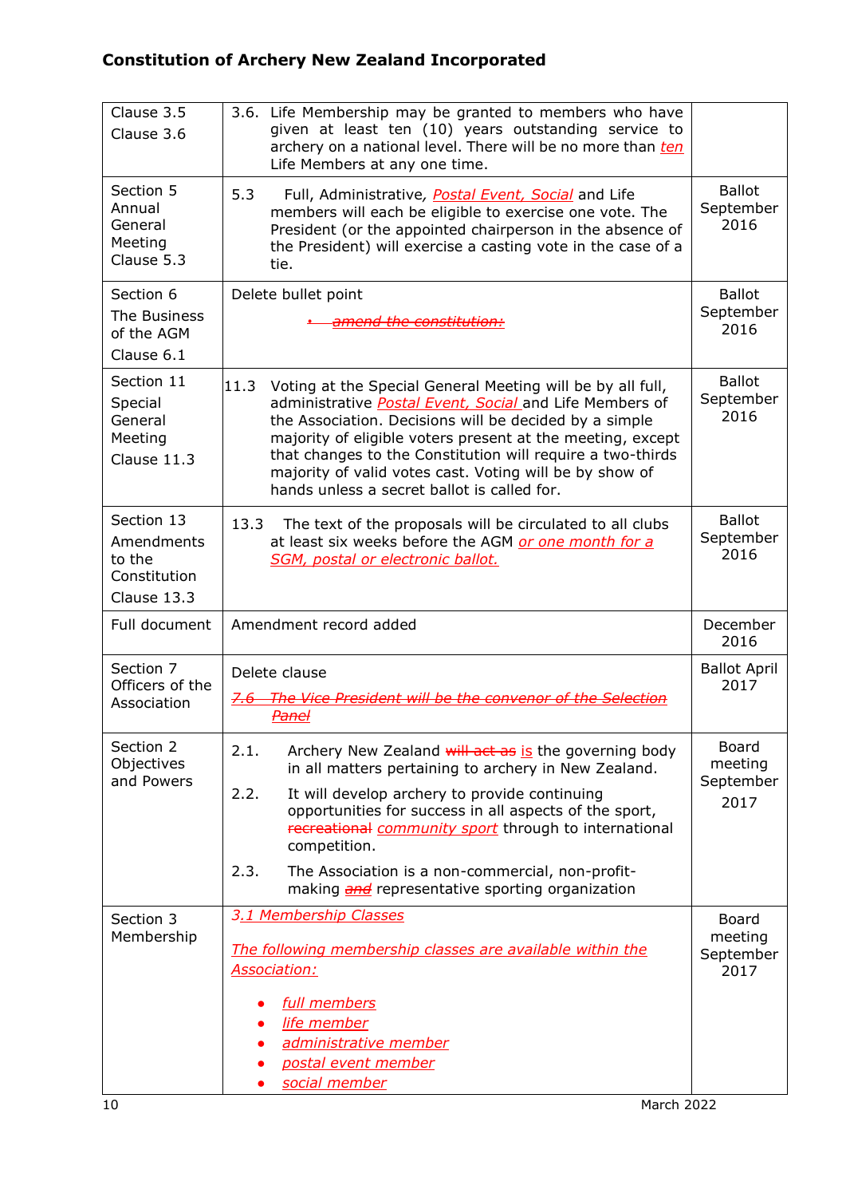**Constitution of Archery New Zealand Incorporated**

| | | |
|---|---|---|
| Clause 3.5<br>Clause 3.6 | 3.6. Life Membership may be granted to members who have given at least ten (10) years outstanding service to archery on a national level. There will be no more than _ten_ Life Members at any one time. | |
| Section 5 Annual General Meeting Clause 5.3 | 5.3 Full, Administrative, _Postal Event, Social_ and Life members will each be eligible to exercise one vote. The President (or the appointed chairperson in the absence of the President) will exercise a casting vote in the case of a tie. | Ballot September 2016 |
| Section 6 The Business of the AGM Clause 6.1 | Delete bullet point<br>• ~~amend the constitution;~~ | Ballot September 2016 |
| Section 11 Special General Meeting Clause 11.3 | 11.3 Voting at the Special General Meeting will be by all full, administrative _Postal Event, Social_ and Life Members of the Association. Decisions will be decided by a simple majority of eligible voters present at the meeting, except that changes to the Constitution will require a two-thirds majority of valid votes cast. Voting will be by show of hands unless a secret ballot is called for. | Ballot September 2016 |
| Section 13 Amendments to the Constitution Clause 13.3 | 13.3 The text of the proposals will be circulated to all clubs at least six weeks before the AGM _or one month for a SGM, postal or electronic ballot._ | Ballot September 2016 |
| Full document | Amendment record added | December 2016 |
| Section 7 Officers of the Association | Delete clause<br>~~7.6 The Vice President will be the convenor of the Selection Panel~~ | Ballot April 2017 |
| Section 2 Objectives and Powers | 2.1. Archery New Zealand ~~will act as~~ _is_ the governing body in all matters pertaining to archery in New Zealand.<br>2.2. It will develop archery to provide continuing opportunities for success in all aspects of the sport, ~~recreational~~ _community sport_ through to international competition.<br>2.3. The Association is a non-commercial, non-profit-making ~~and~~ representative sporting organization | Board meeting September 2017 |
| Section 3 Membership | _3.1 Membership Classes_<br>_The following membership classes are available within the Association:_<br>• _full members_<br>• _life member_<br>• _administrative member_<br>• _postal event member_<br>• _social member_ | Board meeting September 2017 |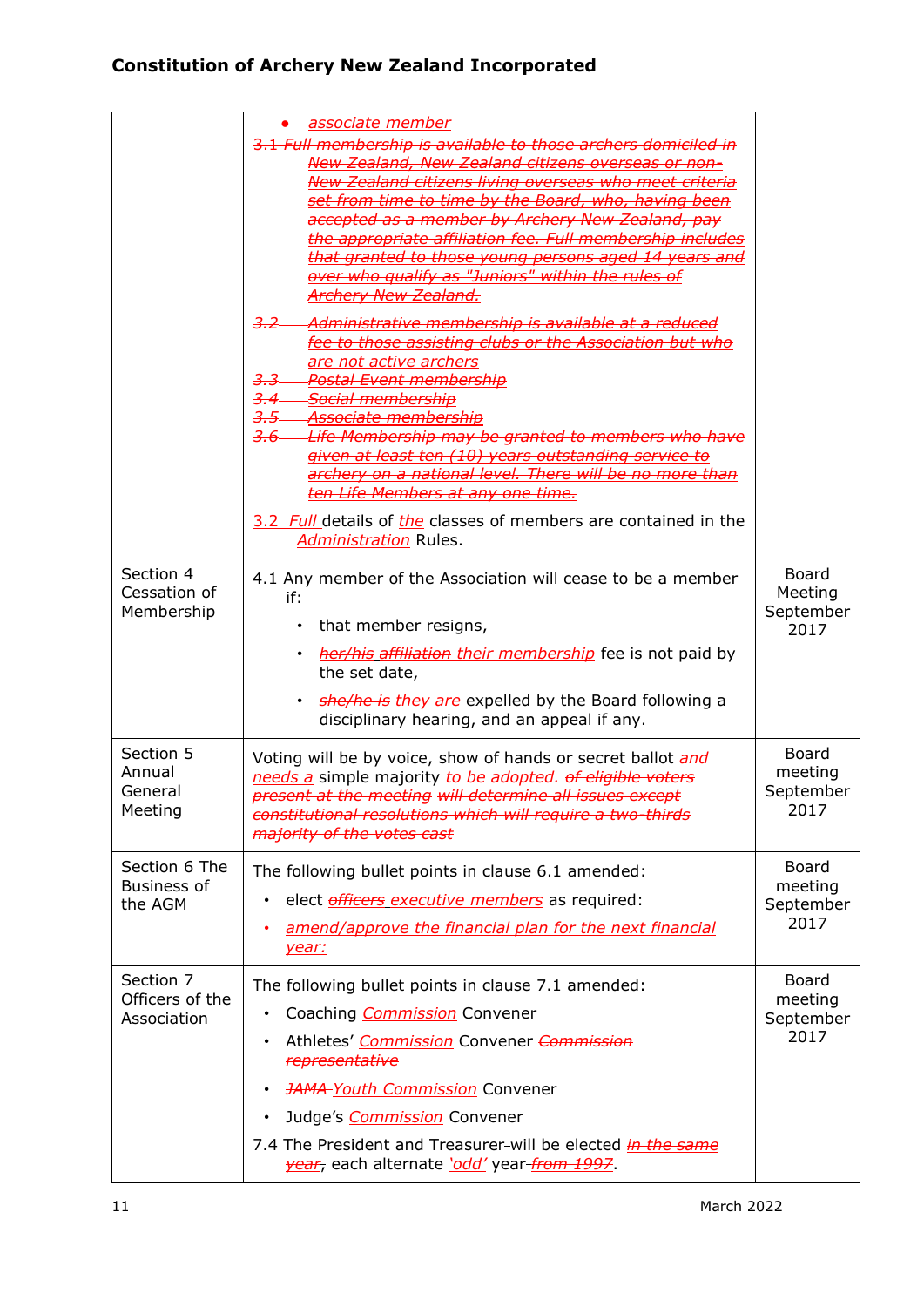## Constitution of Archery New Zealand Incorporated

| | | |
|---|---|---|
| | • *associate member*<br>~~3.1 Full membership is available to those archers domiciled in New Zealand, New Zealand citizens overseas or non-New Zealand citizens living overseas who meet criteria set from time to time by the Board, who, having been accepted as a member by Archery New Zealand, pay the appropriate affiliation fee. Full membership includes that granted to those young persons aged 14 years and over who qualify as "Juniors" within the rules of Archery New Zealand.~~<br>~~3.2 Administrative membership is available at a reduced fee to those assisting clubs or the Association but who are not active archers~~<br>~~3.3 Postal Event membership~~<br>~~3.4 Social membership~~<br>~~3.5 Associate membership~~<br>~~3.6 Life Membership may be granted to members who have given at least ten (10) years outstanding service to archery on a national level. There will be no more than ten Life Members at any one time.~~<br>*3.2 Full* details of *the* classes of members are contained in the *Administration* Rules. | |
| Section 4 Cessation of Membership | 4.1 Any member of the Association will cease to be a member if:<br>• that member resigns,<br>• ~~her/his affiliation~~ *their membership* fee is not paid by the set date,<br>• ~~she/he is~~ *they are* expelled by the Board following a disciplinary hearing, and an appeal if any. | Board Meeting September 2017 |
| Section 5 Annual General Meeting | Voting will be by voice, show of hands or secret ballot *and needs a* simple majority *to be adopted.* ~~of eligible voters present at the meeting will determine all issues except constitutional resolutions which will require a two-thirds majority of the votes cast~~ | Board meeting September 2017 |
| Section 6 The Business of the AGM | The following bullet points in clause 6.1 amended:<br>• elect ~~officers~~ *executive members* as required:<br>• *amend/approve the financial plan for the next financial year:* | Board meeting September 2017 |
| Section 7 Officers of the Association | The following bullet points in clause 7.1 amended:<br>• Coaching *Commission* Convener<br>• Athletes' *Commission* Convener ~~Commission representative~~<br>• ~~JAMA~~ *Youth Commission* Convener<br>• Judge's *Commission* Convener<br>7.4 The President and Treasurer will be elected ~~in the same year~~, each alternate *'odd'* year ~~from 1997~~. | Board meeting September 2017 |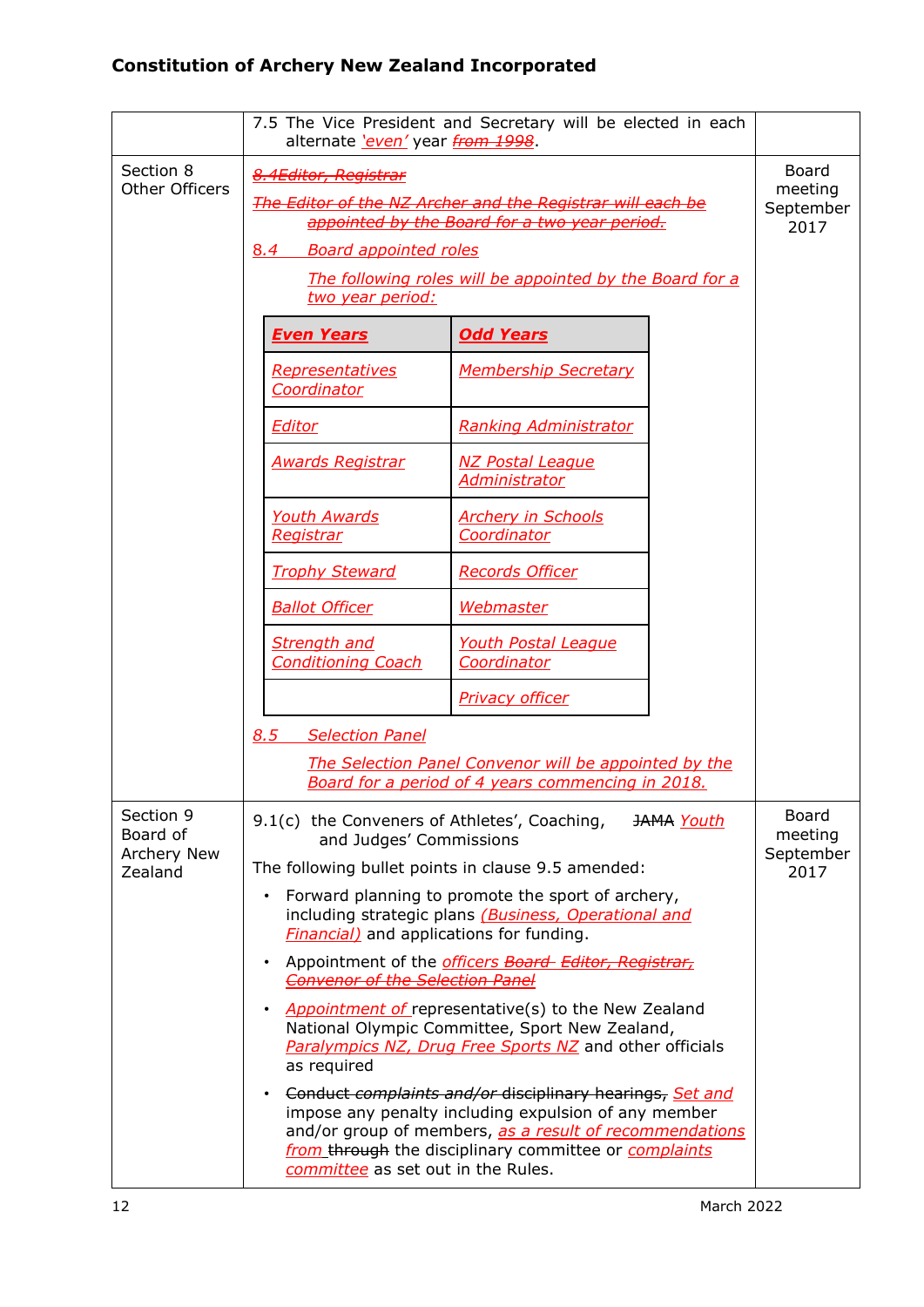**Constitution of Archery New Zealand Incorporated**

| | | |
|---|---|---|
| | 7.5 The Vice President and Secretary will be elected in each alternate *'even'* year ~~*from 1998*~~. | |
| Section 8 Other Officers | ~~*8.4Editor, Registrar*~~ <br> ~~*The Editor of the NZ Archer and the Registrar will each be appointed by the Board for a two year period.*~~ <br> *8.4 Board appointed roles* <br> *The following roles will be appointed by the Board for a two year period:* <br> **Even Years**: *Representatives Coordinator*; *Editor*; *Awards Registrar*; *Youth Awards Registrar*; *Trophy Steward*; *Ballot Officer*; *Strength and Conditioning Coach* <br> **Odd Years**: *Membership Secretary*; *Ranking Administrator*; *NZ Postal League Administrator*; *Archery in Schools Coordinator*; *Records Officer*; *Webmaster*; *Youth Postal League Coordinator*; *Privacy officer* <br> *8.5 Selection Panel* <br> *The Selection Panel Convenor will be appointed by the Board for a period of 4 years commencing in 2018.* | Board meeting September 2017 |
| Section 9 Board of Archery New Zealand | 9.1(c) the Conveners of Athletes', Coaching, ~~JAMA~~ *Youth* and Judges' Commissions <br> The following bullet points in clause 9.5 amended: <br> • Forward planning to promote the sport of archery, including strategic plans *(Business, Operational and Financial)* and applications for funding. <br> • Appointment of the *officers* ~~*Board Editor, Registrar, Convenor of the Selection Panel*~~ <br> • *Appointment of* representative(s) to the New Zealand National Olympic Committee, Sport New Zealand, *Paralympics NZ, Drug Free Sports NZ* and other officials as required <br> • ~~Conduct~~ ~~*complaints and/or*~~ ~~disciplinary hearings,~~ *Set and* impose any penalty including expulsion of any member and/or group of members, *as a result of recommendations from* ~~through~~ the disciplinary committee or *complaints committee* as set out in the Rules. | Board meeting September 2017 |

| Even Years | Odd Years |
|---|---|
| *Representatives Coordinator* | *Membership Secretary* |
| *Editor* | *Ranking Administrator* |
| *Awards Registrar* | *NZ Postal League Administrator* |
| *Youth Awards Registrar* | *Archery in Schools Coordinator* |
| *Trophy Steward* | *Records Officer* |
| *Ballot Officer* | *Webmaster* |
| *Strength and Conditioning Coach* | *Youth Postal League Coordinator* |
| | *Privacy officer* |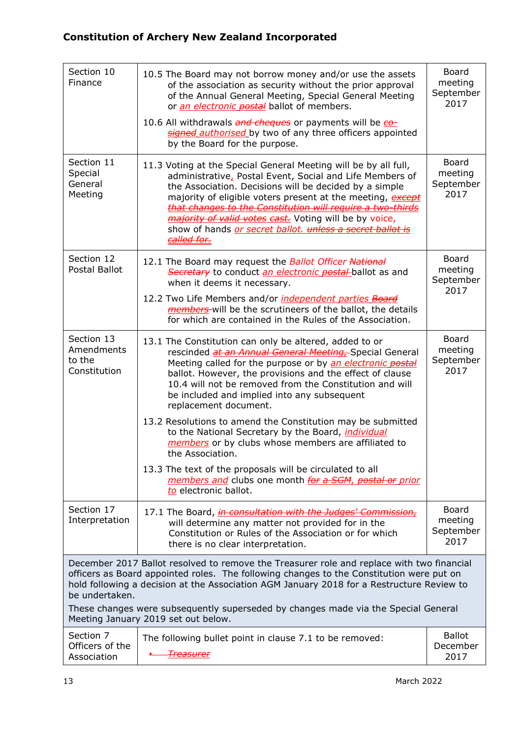| Section 10 Finance | 10.5 The Board may not borrow money and/or use the assets of the association as security without the prior approval of the Annual General Meeting, Special General Meeting or *an electronic* ~~*postal*~~ ballot of members.<br><br>10.6 All withdrawals ~~*and cheques*~~ or payments will be ~~*co-signed*~~ *authorised* by two of any three officers appointed by the Board for the purpose. | Board meeting September 2017 |
|---|---|---|
| Section 11 Special General Meeting | 11.3 Voting at the Special General Meeting will be by all full, administrative*,* Postal Event, Social and Life Members of the Association. Decisions will be decided by a simple majority of eligible voters present at the meeting, ~~*except that changes to the Constitution will require a two-thirds majority of valid votes cast.*~~ Voting will be by voice, show of hands *or secret ballot.* ~~*unless a secret ballot is called for.*~~ | Board meeting September 2017 |
| Section 12 Postal Ballot | 12.1 The Board may request the *Ballot Officer* ~~*National Secretary*~~ to conduct *an electronic* ~~*postal*~~ ballot as and when it deems it necessary.<br><br>12.2 Two Life Members and/or *independent parties* ~~*Board members*~~ will be the scrutineers of the ballot, the details for which are contained in the Rules of the Association. | Board meeting September 2017 |
| Section 13 Amendments to the Constitution | 13.1 The Constitution can only be altered, added to or rescinded ~~*at an Annual General Meeting,*~~ Special General Meeting called for the purpose or by *an electronic* ~~*postal*~~ ballot. However, the provisions and the effect of clause 10.4 will not be removed from the Constitution and will be included and implied into any subsequent replacement document.<br><br>13.2 Resolutions to amend the Constitution may be submitted to the National Secretary by the Board, *individual members* or by clubs whose members are affiliated to the Association.<br><br>13.3 The text of the proposals will be circulated to all *members and* clubs one month ~~*for a SGM, postal or*~~ *prior to* electronic ballot. | Board meeting September 2017 |
| Section 17 Interpretation | 17.1 The Board, ~~*in consultation with the Judges' Commission,*~~ will determine any matter not provided for in the Constitution or Rules of the Association or for which there is no clear interpretation. | Board meeting September 2017 |
| December 2017 Ballot resolved to remove the Treasurer role and replace with two financial officers as Board appointed roles. The following changes to the Constitution were put on hold following a decision at the Association AGM January 2018 for a Restructure Review to be undertaken.<br><br>These changes were subsequently superseded by changes made via the Special General Meeting January 2019 set out below. | | |
| Section 7 Officers of the Association | The following bullet point in clause 7.1 to be removed:<br><br>• ~~*Treasurer*~~ | Ballot December 2017 |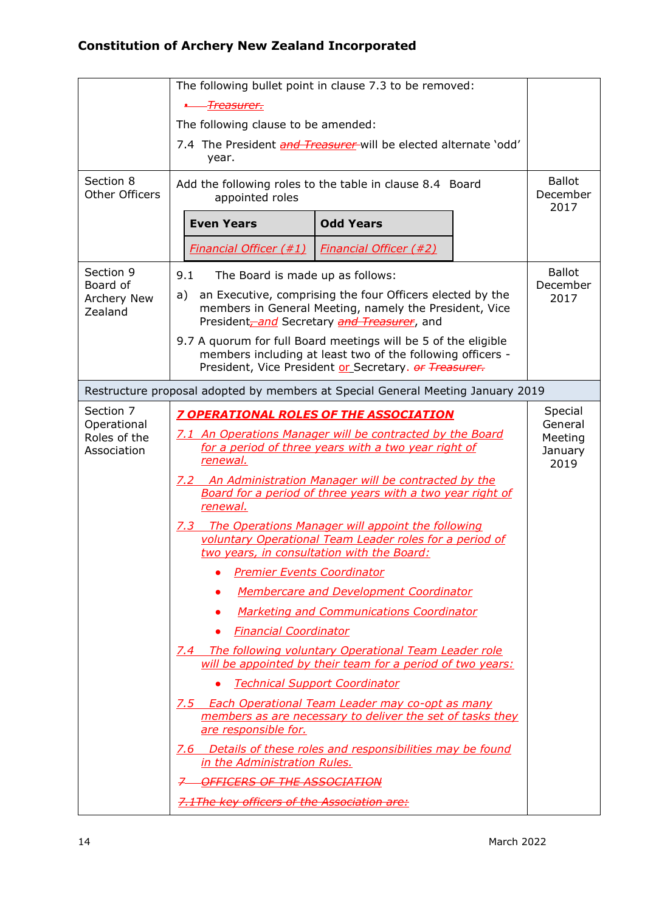## Constitution of Archery New Zealand Incorporated

| | | |
|---|---|---|
| | The following bullet point in clause 7.3 to be removed:<br>• ~~Treasurer.~~<br>The following clause to be amended:<br>7.4 The President ~~and Treasurer~~ will be elected alternate 'odd' year. | |
| Section 8 Other Officers | Add the following roles to the table in clause 8.4 Board appointed roles<br>**Even Years** / **Odd Years**<br>_Financial Officer (#1)_ / _Financial Officer (#2)_ | Ballot December 2017 |
| Section 9 Board of Archery New Zealand | 9.1 The Board is made up as follows:<br>a) an Executive, comprising the four Officers elected by the members in General Meeting, namely the President, Vice President~~,~~ _and_ Secretary ~~and Treasurer~~, and<br>9.7 A quorum for full Board meetings will be 5 of the eligible members including at least two of the following officers - President, Vice President _or_ Secretary. ~~or Treasurer.~~ | Ballot December 2017 |
| Restructure proposal adopted by members at Special General Meeting January 2019 | | |
| Section 7 Operational Roles of the Association | **_7 OPERATIONAL ROLES OF THE ASSOCIATION_**<br>_7.1 An Operations Manager will be contracted by the Board for a period of three years with a two year right of renewal._<br>_7.2 An Administration Manager will be contracted by the Board for a period of three years with a two year right of renewal._<br>_7.3 The Operations Manager will appoint the following voluntary Operational Team Leader roles for a period of two years, in consultation with the Board:_<br>• _Premier Events Coordinator_<br>• _Membercare and Development Coordinator_<br>• _Marketing and Communications Coordinator_<br>• _Financial Coordinator_<br>_7.4 The following voluntary Operational Team Leader role will be appointed by their team for a period of two years:_<br>• _Technical Support Coordinator_<br>_7.5 Each Operational Team Leader may co-opt as many members as are necessary to deliver the set of tasks they are responsible for._<br>_7.6 Details of these roles and responsibilities may be found in the Administration Rules._<br>~~7 OFFICERS OF THE ASSOCIATION~~<br>~~7.1The key officers of the Association are:~~ | Special General Meeting January 2019 |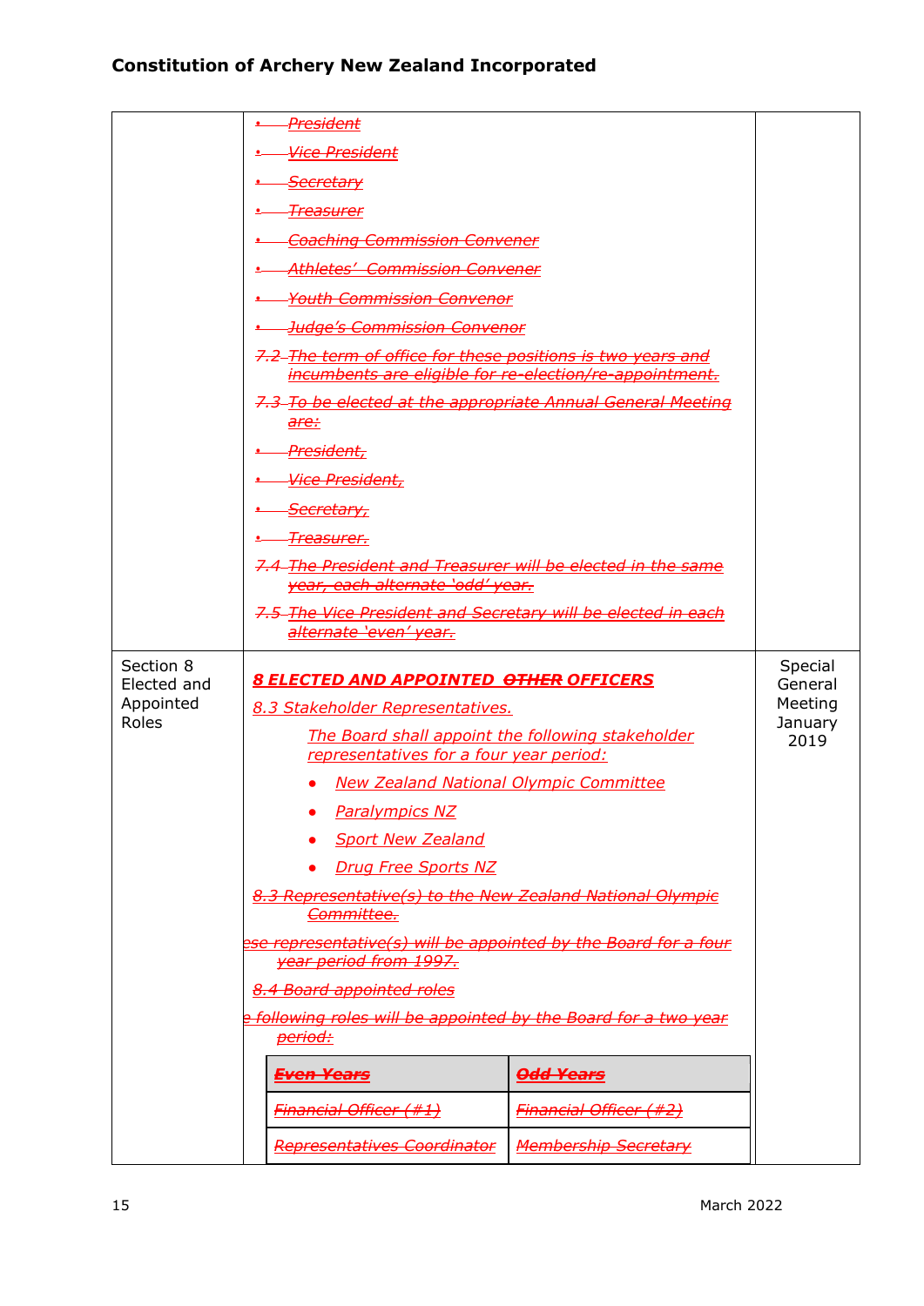| | | |
|---|---|---|
| | • ~~President~~<br>• ~~Vice President~~<br>• ~~Secretary~~<br>• ~~Treasurer~~<br>• ~~Coaching Commission Convener~~<br>• ~~Athletes' Commission Convener~~<br>• ~~Youth Commission Convenor~~<br>• ~~Judge's Commission Convenor~~<br>~~7.2 The term of office for these positions is two years and incumbents are eligible for re-election/re-appointment.~~<br>~~7.3 To be elected at the appropriate Annual General Meeting are:~~<br>• ~~President,~~<br>• ~~Vice President,~~<br>• ~~Secretary,~~<br>• ~~Treasurer.~~<br>~~7.4 The President and Treasurer will be elected in the same year, each alternate 'odd' year.~~<br>~~7.5 The Vice President and Secretary will be elected in each alternate 'even' year.~~ | |
| Section 8 Elected and Appointed Roles | ***8 ELECTED AND APPOINTED ~~OTHER~~ OFFICERS***<br>*8.3 Stakeholder Representatives.*<br>*The Board shall appoint the following stakeholder representatives for a four year period:*<br>• *New Zealand National Olympic Committee*<br>• *Paralympics NZ*<br>• *Sport New Zealand*<br>• *Drug Free Sports NZ*<br>~~8.3 Representative(s) to the New Zealand National Olympic Committee.~~<br>~~ese representative(s) will be appointed by the Board for a four year period from 1997.~~<br>~~8.4 Board appointed roles~~<br>~~e following roles will be appointed by the Board for a two year period:~~<br>~~**Even Years**~~ \| ~~**Odd Years**~~<br>~~Financial Officer (#1)~~ \| ~~Financial Officer (#2)~~<br>~~Representatives Coordinator~~ \| ~~Membership Secretary~~ | Special General Meeting January 2019 |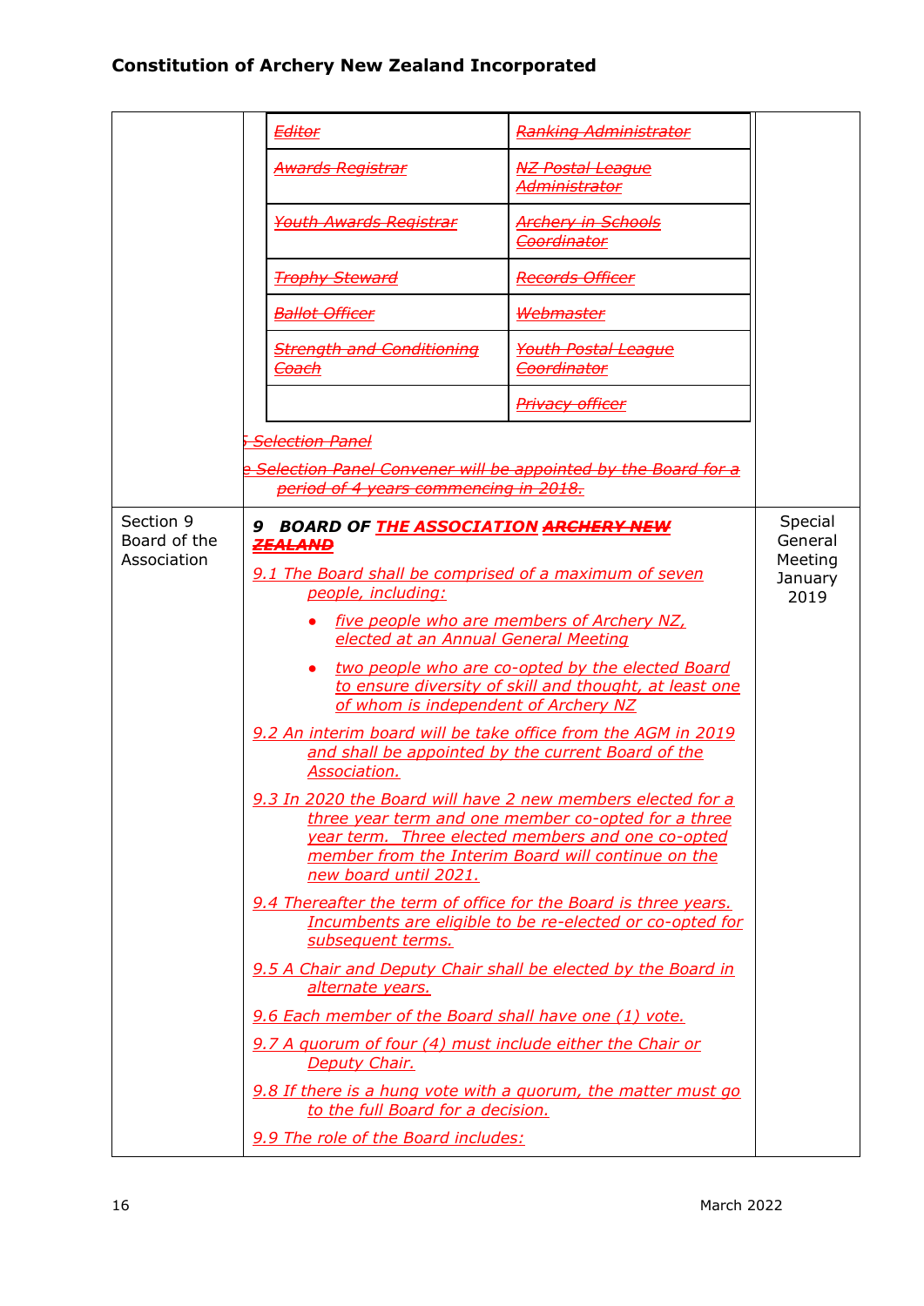# Constitution of Archery New Zealand Incorporated

<table>
<tr>
<td></td>
<td>

| ~~Editor~~ | ~~Ranking Administrator~~ |
|---|---|
| ~~Awards Registrar~~ | ~~NZ Postal League Administrator~~ |
| ~~Youth Awards Registrar~~ | ~~Archery in Schools Coordinator~~ |
| ~~Trophy Steward~~ | ~~Records Officer~~ |
| ~~Ballot Officer~~ | ~~Webmaster~~ |
| ~~Strength and Conditioning Coach~~ | ~~Youth Postal League Coordinator~~ |
| | ~~Privacy officer~~ |

~~5 Selection Panel~~

~~e Selection Panel Convener will be appointed by the Board for a period of 4 years commencing in 2018.~~

</td>
<td></td>
</tr>
<tr>
<td>Section 9 Board of the Association</td>
<td>

***9 BOARD OF <u>THE ASSOCIATION</u> ~~ARCHERY NEW ZEALAND~~***

<u>*9.1 The Board shall be comprised of a maximum of seven people, including:*</u>

- <u>*five people who are members of Archery NZ, elected at an Annual General Meeting*</u>
- <u>*two people who are co-opted by the elected Board to ensure diversity of skill and thought, at least one of whom is independent of Archery NZ*</u>

<u>*9.2 An interim board will be take office from the AGM in 2019 and shall be appointed by the current Board of the Association.*</u>

<u>*9.3 In 2020 the Board will have 2 new members elected for a three year term and one member co-opted for a three year term. Three elected members and one co-opted member from the Interim Board will continue on the new board until 2021.*</u>

<u>*9.4 Thereafter the term of office for the Board is three years. Incumbents are eligible to be re-elected or co-opted for subsequent terms.*</u>

<u>*9.5 A Chair and Deputy Chair shall be elected by the Board in alternate years.*</u>

<u>*9.6 Each member of the Board shall have one (1) vote.*</u>

<u>*9.7 A quorum of four (4) must include either the Chair or Deputy Chair.*</u>

<u>*9.8 If there is a hung vote with a quorum, the matter must go to the full Board for a decision.*</u>

<u>*9.9 The role of the Board includes:*</u>

</td>
<td>Special General Meeting January 2019</td>
</tr>
</table>

March 2022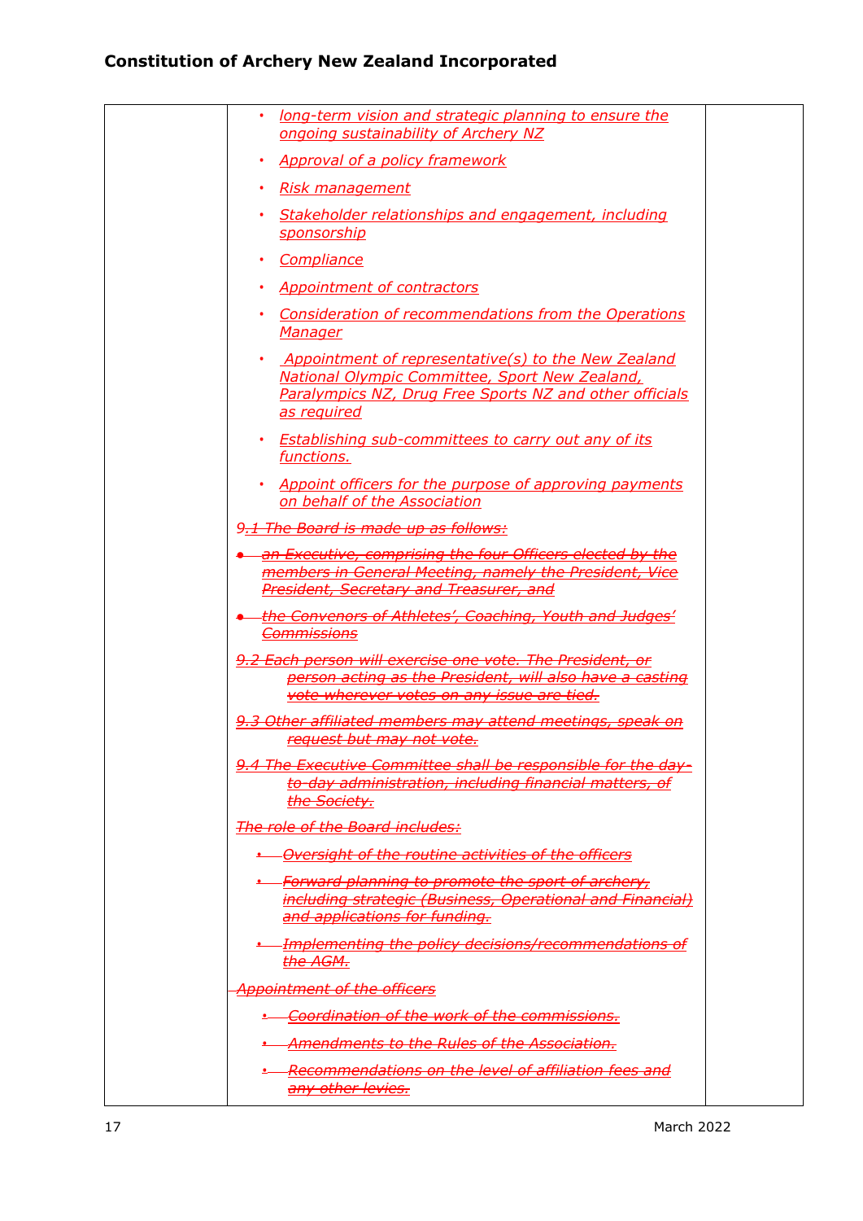# Constitution of Archery New Zealand Incorporated

| | | |
|---|---|---|
| | • *long-term vision and strategic planning to ensure the ongoing sustainability of Archery NZ*<br>• *Approval of a policy framework*<br>• *Risk management*<br>• *Stakeholder relationships and engagement, including sponsorship*<br>• *Compliance*<br>• *Appointment of contractors*<br>• *Consideration of recommendations from the Operations Manager*<br>• *Appointment of representative(s) to the New Zealand National Olympic Committee, Sport New Zealand, Paralympics NZ, Drug Free Sports NZ and other officials as required*<br>• *Establishing sub-committees to carry out any of its functions.*<br>• *Appoint officers for the purpose of approving payments on behalf of the Association*<br>*9~~.1 The Board is made up as follows:~~*<br>• ~~*an Executive, comprising the four Officers elected by the members in General Meeting, namely the President, Vice President, Secretary and Treasurer, and*~~<br>• ~~*the Convenors of Athletes', Coaching, Youth and Judges' Commissions*~~<br>~~*9.2 Each person will exercise one vote. The President, or person acting as the President, will also have a casting vote wherever votes on any issue are tied.*~~<br>~~*9.3 Other affiliated members may attend meetings, speak on request but may not vote.*~~<br>~~*9.4 The Executive Committee shall be responsible for the day-to-day administration, including financial matters, of the Society.*~~<br>~~*The role of the Board includes:*~~<br>• ~~*Oversight of the routine activities of the officers*~~<br>• ~~*Forward planning to promote the sport of archery, including strategic (Business, Operational and Financial) and applications for funding.*~~<br>• ~~*Implementing the policy decisions/recommendations of the AGM.*~~<br>~~*Appointment of the officers*~~<br>• ~~*Coordination of the work of the commissions.*~~<br>• ~~*Amendments to the Rules of the Association.*~~<br>• ~~*Recommendations on the level of affiliation fees and any other levies.*~~ | |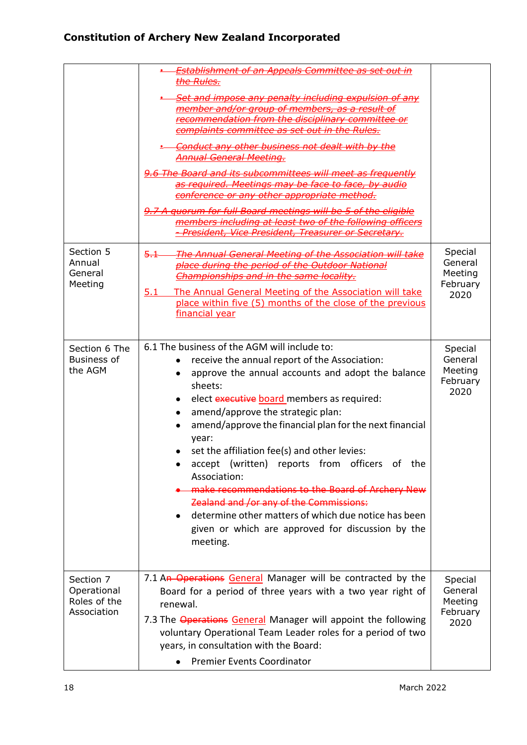**Constitution of Archery New Zealand Incorporated**

| | | |
|---|---|---|
| | • ~~Establishment of an Appeals Committee as set out in the Rules.~~<br>• ~~Set and impose any penalty including expulsion of any member and/or group of members, as a result of recommendation from the disciplinary committee or complaints committee as set out in the Rules.~~<br>• ~~Conduct any other business not dealt with by the Annual General Meeting.~~<br>~~9.6 The Board and its subcommittees will meet as frequently as required. Meetings may be face to face, by audio conference or any other appropriate method.~~<br>~~9.7 A quorum for full Board meetings will be 5 of the eligible members including at least two of the following officers - President, Vice President, Treasurer or Secretary.~~ | |
| Section 5 Annual General Meeting | ~~5.1 The Annual General Meeting of the Association will take place during the period of the Outdoor National Championships and in the same locality.~~<br>5.1 The Annual General Meeting of the Association will take place within five (5) months of the close of the previous financial year | Special General Meeting February 2020 |
| Section 6 The Business of the AGM | 6.1 The business of the AGM will include to:<br>• receive the annual report of the Association:<br>• approve the annual accounts and adopt the balance sheets:<br>• elect ~~executive~~ board members as required:<br>• amend/approve the strategic plan:<br>• amend/approve the financial plan for the next financial year:<br>• set the affiliation fee(s) and other levies:<br>• accept (written) reports from officers of the Association:<br>• ~~make recommendations to the Board of Archery New Zealand and /or any of the Commissions:~~<br>• determine other matters of which due notice has been given or which are approved for discussion by the meeting. | Special General Meeting February 2020 |
| Section 7 Operational Roles of the Association | 7.1 A~~n~~ ~~Operations~~ General Manager will be contracted by the Board for a period of three years with a two year right of renewal.<br>7.3 The ~~Operations~~ General Manager will appoint the following voluntary Operational Team Leader roles for a period of two years, in consultation with the Board:<br>• Premier Events Coordinator | Special General Meeting February 2020 |

March 2022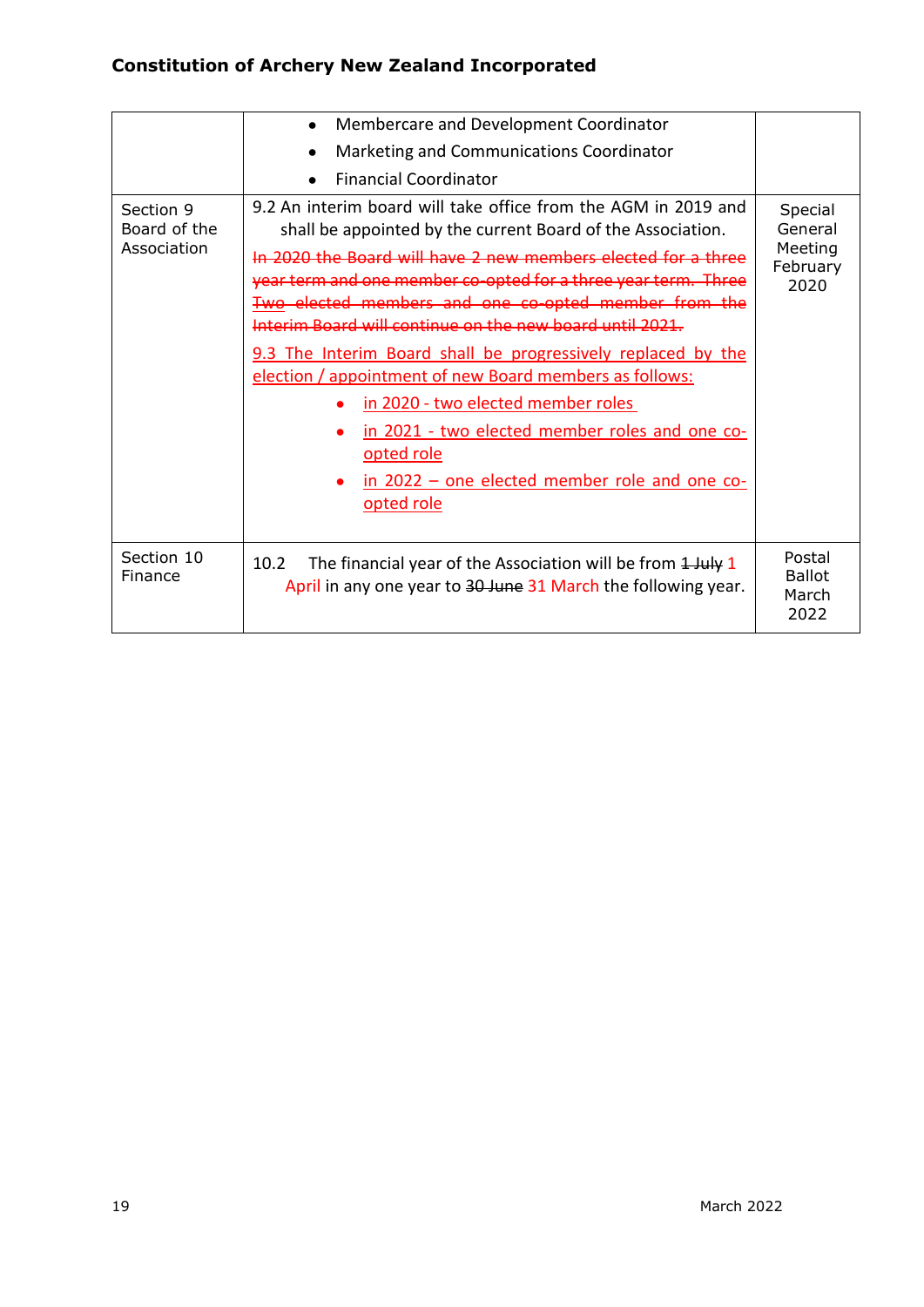| | | |
|---|---|---|
| | • Membercare and Development Coordinator<br>• Marketing and Communications Coordinator<br>• Financial Coordinator | |
| Section 9 Board of the Association | 9.2 An interim board will take office from the AGM in 2019 and shall be appointed by the current Board of the Association. ~~In 2020 the Board will have 2 new members elected for a three year term and one member co-opted for a three year term. Three Two elected members and one co-opted member from the Interim Board will continue on the new board until 2021.~~<br>9.3 The Interim Board shall be progressively replaced by the election / appointment of new Board members as follows:<br>• in 2020 - two elected member roles<br>• in 2021 - two elected member roles and one co-opted role<br>• in 2022 – one elected member role and one co-opted role | Special General Meeting February 2020 |
| Section 10 Finance | 10.2 The financial year of the Association will be from ~~1 July~~ 1 April in any one year to ~~30 June~~ 31 March the following year. | Postal Ballot March 2022 |